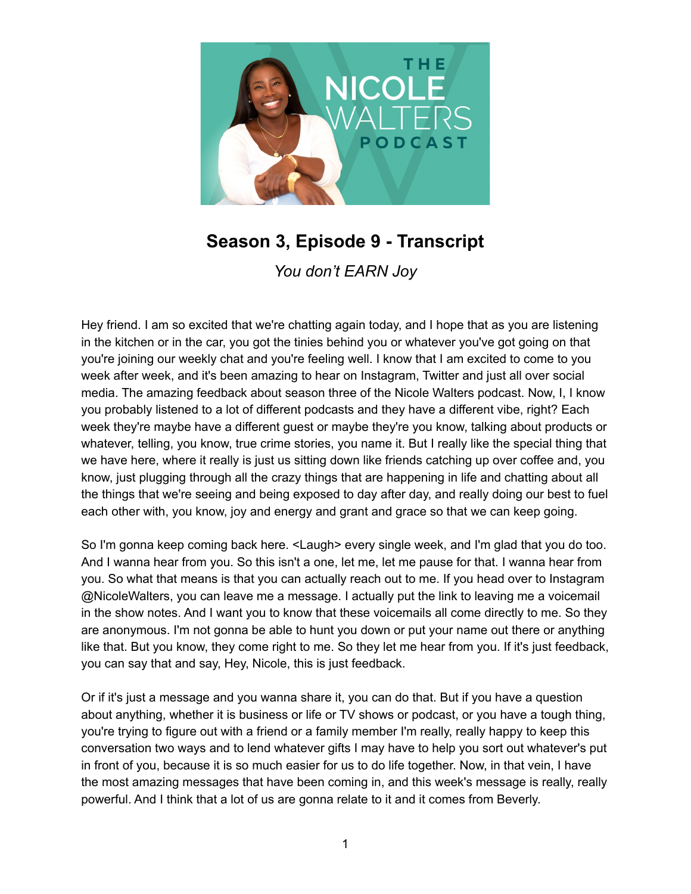# Season 3, Episode 9 - Transcript

*You don't EARN Joy*

Hey friend. I am so excited that we're chatting again today, and I hope that as you are listening in the kitchen or in the car, you got the tinies behind you or whatever you've got going on that you're joining our weekly chat and you're feeling well. I know that I am excited to come to you week after week, and it's been amazing to hear on Instagram, Twitter and just all over social media. The amazing feedback about season three of the Nicole Walters podcast. Now, I, I know you probably listened to a lot of different podcasts and they have a different vibe, right? Each week they're maybe have a different guest or maybe they're you know, talking about products or whatever, telling, you know, true crime stories, you name it. But I really like the special thing that we have here, where it really is just us sitting down like friends catching up over coffee and, you know, just plugging through all the crazy things that are happening in life and chatting about all the things that we're seeing and being exposed to day after day, and really doing our best to fuel each other with, you know, joy and energy and grant and grace so that we can keep going.

So I'm gonna keep coming back here. <Laugh> every single week, and I'm glad that you do too. And I wanna hear from you. So this isn't a one, let me, let me pause for that. I wanna hear from you. So what that means is that you can actually reach out to me. If you head over to Instagram @NicoleWalters, you can leave me a message. I actually put the link to leaving me a voicemail in the show notes. And I want you to know that these voicemails all come directly to me. So they are anonymous. I'm not gonna be able to hunt you down or put your name out there or anything like that. But you know, they come right to me. So they let me hear from you. If it's just feedback, you can say that and say, Hey, Nicole, this is just feedback.

Or if it's just a message and you wanna share it, you can do that. But if you have a question about anything, whether it is business or life or TV shows or podcast, or you have a tough thing, you're trying to figure out with a friend or a family member I'm really, really happy to keep this conversation two ways and to lend whatever gifts I may have to help you sort out whatever's put in front of you, because it is so much easier for us to do life together. Now, in that vein, I have the most amazing messages that have been coming in, and this week's message is really, really powerful. And I think that a lot of us are gonna relate to it and it comes from Beverly.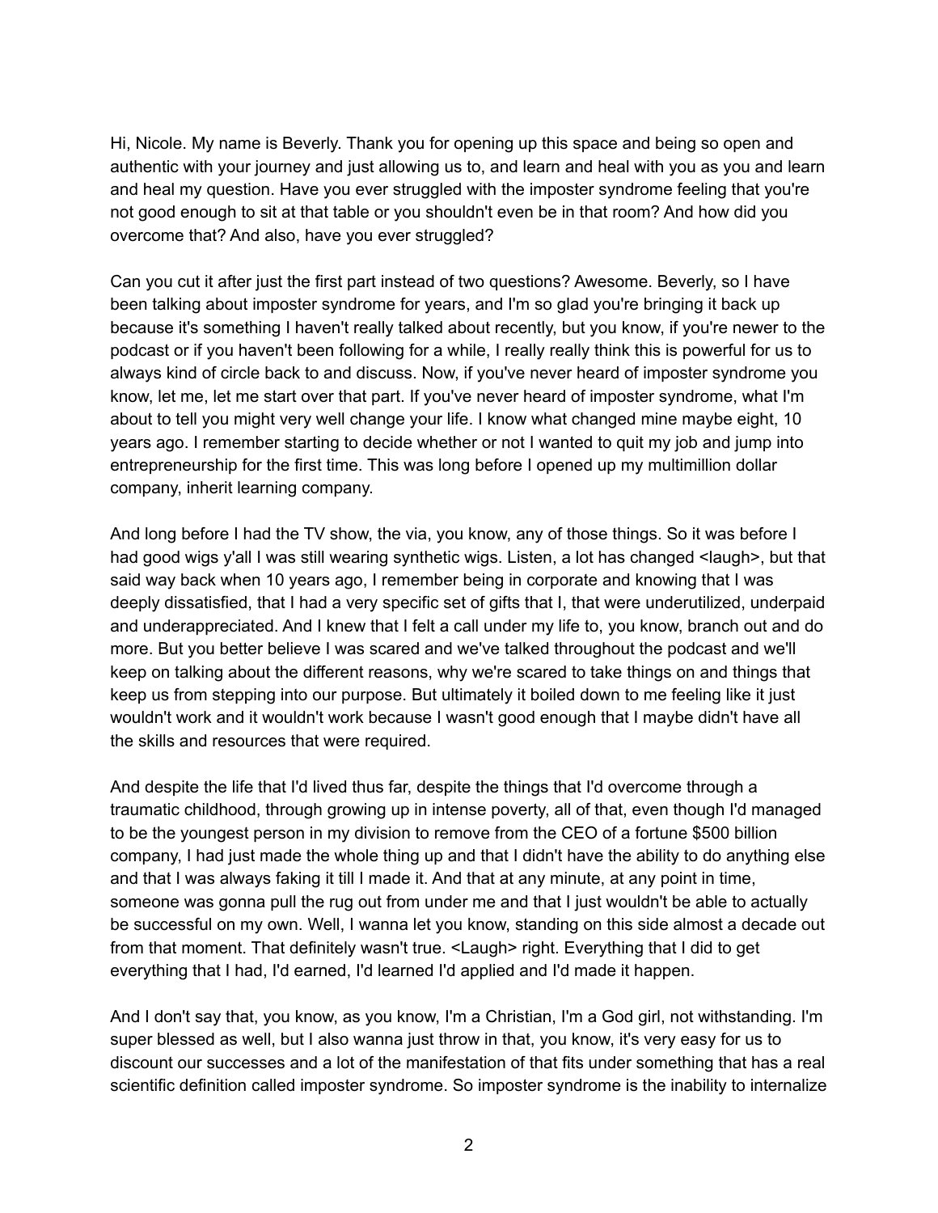Hi, Nicole. My name is Beverly. Thank you for opening up this space and being so open and authentic with your journey and just allowing us to, and learn and heal with you as you and learn and heal my question. Have you ever struggled with the imposter syndrome feeling that you're not good enough to sit at that table or you shouldn't even be in that room? And how did you overcome that? And also, have you ever struggled?

Can you cut it after just the first part instead of two questions? Awesome. Beverly, so I have been talking about imposter syndrome for years, and I'm so glad you're bringing it back up because it's something I haven't really talked about recently, but you know, if you're newer to the podcast or if you haven't been following for a while, I really really think this is powerful for us to always kind of circle back to and discuss. Now, if you've never heard of imposter syndrome you know, let me, let me start over that part. If you've never heard of imposter syndrome, what I'm about to tell you might very well change your life. I know what changed mine maybe eight, 10 years ago. I remember starting to decide whether or not I wanted to quit my job and jump into entrepreneurship for the first time. This was long before I opened up my multimillion dollar company, inherit learning company.

And long before I had the TV show, the via, you know, any of those things. So it was before I had good wigs y'all I was still wearing synthetic wigs. Listen, a lot has changed <laugh>, but that said way back when 10 years ago, I remember being in corporate and knowing that I was deeply dissatisfied, that I had a very specific set of gifts that I, that were underutilized, underpaid and underappreciated. And I knew that I felt a call under my life to, you know, branch out and do more. But you better believe I was scared and we've talked throughout the podcast and we'll keep on talking about the different reasons, why we're scared to take things on and things that keep us from stepping into our purpose. But ultimately it boiled down to me feeling like it just wouldn't work and it wouldn't work because I wasn't good enough that I maybe didn't have all the skills and resources that were required.

And despite the life that I'd lived thus far, despite the things that I'd overcome through a traumatic childhood, through growing up in intense poverty, all of that, even though I'd managed to be the youngest person in my division to remove from the CEO of a fortune $500 billion company, I had just made the whole thing up and that I didn't have the ability to do anything else and that I was always faking it till I made it. And that at any minute, at any point in time, someone was gonna pull the rug out from under me and that I just wouldn't be able to actually be successful on my own. Well, I wanna let you know, standing on this side almost a decade out from that moment. That definitely wasn't true. <Laugh> right. Everything that I did to get everything that I had, I'd earned, I'd learned I'd applied and I'd made it happen.

And I don't say that, you know, as you know, I'm a Christian, I'm a God girl, not withstanding. I'm super blessed as well, but I also wanna just throw in that, you know, it's very easy for us to discount our successes and a lot of the manifestation of that fits under something that has a real scientific definition called imposter syndrome. So imposter syndrome is the inability to internalize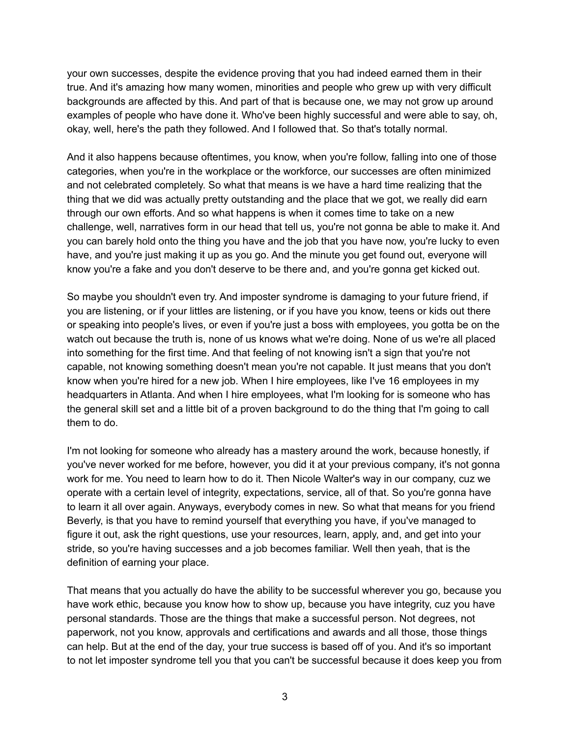your own successes, despite the evidence proving that you had indeed earned them in their true. And it's amazing how many women, minorities and people who grew up with very difficult backgrounds are affected by this. And part of that is because one, we may not grow up around examples of people who have done it. Who've been highly successful and were able to say, oh, okay, well, here's the path they followed. And I followed that. So that's totally normal.

And it also happens because oftentimes, you know, when you're follow, falling into one of those categories, when you're in the workplace or the workforce, our successes are often minimized and not celebrated completely. So what that means is we have a hard time realizing that the thing that we did was actually pretty outstanding and the place that we got, we really did earn through our own efforts. And so what happens is when it comes time to take on a new challenge, well, narratives form in our head that tell us, you're not gonna be able to make it. And you can barely hold onto the thing you have and the job that you have now, you're lucky to even have, and you're just making it up as you go. And the minute you get found out, everyone will know you're a fake and you don't deserve to be there and, and you're gonna get kicked out.

So maybe you shouldn't even try. And imposter syndrome is damaging to your future friend, if you are listening, or if your littles are listening, or if you have you know, teens or kids out there or speaking into people's lives, or even if you're just a boss with employees, you gotta be on the watch out because the truth is, none of us knows what we're doing. None of us we're all placed into something for the first time. And that feeling of not knowing isn't a sign that you're not capable, not knowing something doesn't mean you're not capable. It just means that you don't know when you're hired for a new job. When I hire employees, like I've 16 employees in my headquarters in Atlanta. And when I hire employees, what I'm looking for is someone who has the general skill set and a little bit of a proven background to do the thing that I'm going to call them to do.

I'm not looking for someone who already has a mastery around the work, because honestly, if you've never worked for me before, however, you did it at your previous company, it's not gonna work for me. You need to learn how to do it. Then Nicole Walter's way in our company, cuz we operate with a certain level of integrity, expectations, service, all of that. So you're gonna have to learn it all over again. Anyways, everybody comes in new. So what that means for you friend Beverly, is that you have to remind yourself that everything you have, if you've managed to figure it out, ask the right questions, use your resources, learn, apply, and, and get into your stride, so you're having successes and a job becomes familiar. Well then yeah, that is the definition of earning your place.

That means that you actually do have the ability to be successful wherever you go, because you have work ethic, because you know how to show up, because you have integrity, cuz you have personal standards. Those are the things that make a successful person. Not degrees, not paperwork, not you know, approvals and certifications and awards and all those, those things can help. But at the end of the day, your true success is based off of you. And it's so important to not let imposter syndrome tell you that you can't be successful because it does keep you from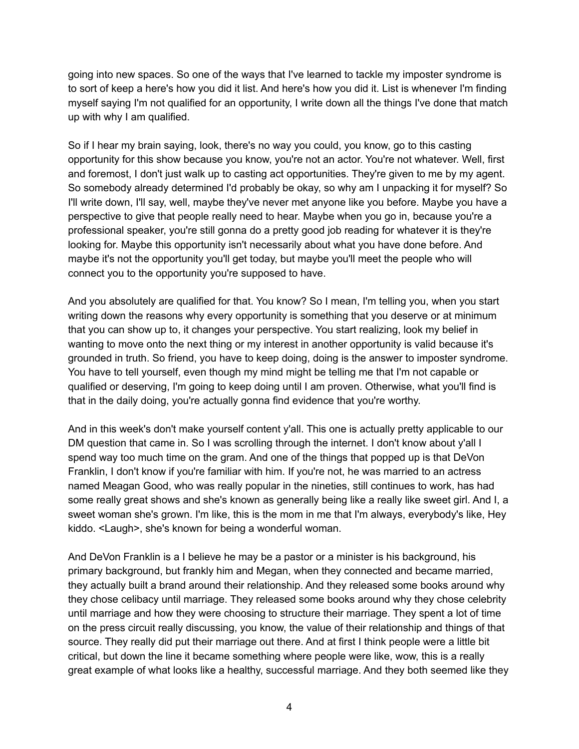going into new spaces. So one of the ways that I've learned to tackle my imposter syndrome is to sort of keep a here's how you did it list. And here's how you did it. List is whenever I'm finding myself saying I'm not qualified for an opportunity, I write down all the things I've done that match up with why I am qualified.

So if I hear my brain saying, look, there's no way you could, you know, go to this casting opportunity for this show because you know, you're not an actor. You're not whatever. Well, first and foremost, I don't just walk up to casting act opportunities. They're given to me by my agent. So somebody already determined I'd probably be okay, so why am I unpacking it for myself? So I'll write down, I'll say, well, maybe they've never met anyone like you before. Maybe you have a perspective to give that people really need to hear. Maybe when you go in, because you're a professional speaker, you're still gonna do a pretty good job reading for whatever it is they're looking for. Maybe this opportunity isn't necessarily about what you have done before. And maybe it's not the opportunity you'll get today, but maybe you'll meet the people who will connect you to the opportunity you're supposed to have.

And you absolutely are qualified for that. You know? So I mean, I'm telling you, when you start writing down the reasons why every opportunity is something that you deserve or at minimum that you can show up to, it changes your perspective. You start realizing, look my belief in wanting to move onto the next thing or my interest in another opportunity is valid because it's grounded in truth. So friend, you have to keep doing, doing is the answer to imposter syndrome. You have to tell yourself, even though my mind might be telling me that I'm not capable or qualified or deserving, I'm going to keep doing until I am proven. Otherwise, what you'll find is that in the daily doing, you're actually gonna find evidence that you're worthy.

And in this week's don't make yourself content y'all. This one is actually pretty applicable to our DM question that came in. So I was scrolling through the internet. I don't know about y'all I spend way too much time on the gram. And one of the things that popped up is that DeVon Franklin, I don't know if you're familiar with him. If you're not, he was married to an actress named Meagan Good, who was really popular in the nineties, still continues to work, has had some really great shows and she's known as generally being like a really like sweet girl. And I, a sweet woman she's grown. I'm like, this is the mom in me that I'm always, everybody's like, Hey kiddo. <Laugh>, she's known for being a wonderful woman.

And DeVon Franklin is a I believe he may be a pastor or a minister is his background, his primary background, but frankly him and Megan, when they connected and became married, they actually built a brand around their relationship. And they released some books around why they chose celibacy until marriage. They released some books around why they chose celebrity until marriage and how they were choosing to structure their marriage. They spent a lot of time on the press circuit really discussing, you know, the value of their relationship and things of that source. They really did put their marriage out there. And at first I think people were a little bit critical, but down the line it became something where people were like, wow, this is a really great example of what looks like a healthy, successful marriage. And they both seemed like they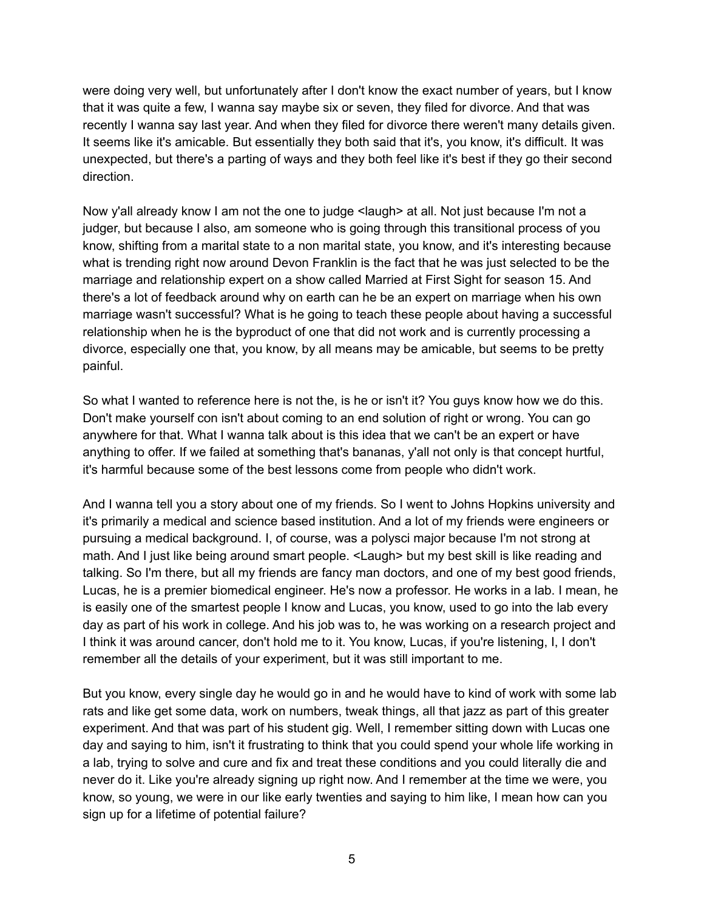were doing very well, but unfortunately after I don't know the exact number of years, but I know that it was quite a few, I wanna say maybe six or seven, they filed for divorce. And that was recently I wanna say last year. And when they filed for divorce there weren't many details given. It seems like it's amicable. But essentially they both said that it's, you know, it's difficult. It was unexpected, but there's a parting of ways and they both feel like it's best if they go their second direction.

Now y'all already know I am not the one to judge <laugh> at all. Not just because I'm not a judger, but because I also, am someone who is going through this transitional process of you know, shifting from a marital state to a non marital state, you know, and it's interesting because what is trending right now around Devon Franklin is the fact that he was just selected to be the marriage and relationship expert on a show called Married at First Sight for season 15. And there's a lot of feedback around why on earth can he be an expert on marriage when his own marriage wasn't successful? What is he going to teach these people about having a successful relationship when he is the byproduct of one that did not work and is currently processing a divorce, especially one that, you know, by all means may be amicable, but seems to be pretty painful.

So what I wanted to reference here is not the, is he or isn't it? You guys know how we do this. Don't make yourself con isn't about coming to an end solution of right or wrong. You can go anywhere for that. What I wanna talk about is this idea that we can't be an expert or have anything to offer. If we failed at something that's bananas, y'all not only is that concept hurtful, it's harmful because some of the best lessons come from people who didn't work.

And I wanna tell you a story about one of my friends. So I went to Johns Hopkins university and it's primarily a medical and science based institution. And a lot of my friends were engineers or pursuing a medical background. I, of course, was a polysci major because I'm not strong at math. And I just like being around smart people. <Laugh> but my best skill is like reading and talking. So I'm there, but all my friends are fancy man doctors, and one of my best good friends, Lucas, he is a premier biomedical engineer. He's now a professor. He works in a lab. I mean, he is easily one of the smartest people I know and Lucas, you know, used to go into the lab every day as part of his work in college. And his job was to, he was working on a research project and I think it was around cancer, don't hold me to it. You know, Lucas, if you're listening, I, I don't remember all the details of your experiment, but it was still important to me.

But you know, every single day he would go in and he would have to kind of work with some lab rats and like get some data, work on numbers, tweak things, all that jazz as part of this greater experiment. And that was part of his student gig. Well, I remember sitting down with Lucas one day and saying to him, isn't it frustrating to think that you could spend your whole life working in a lab, trying to solve and cure and fix and treat these conditions and you could literally die and never do it. Like you're already signing up right now. And I remember at the time we were, you know, so young, we were in our like early twenties and saying to him like, I mean how can you sign up for a lifetime of potential failure?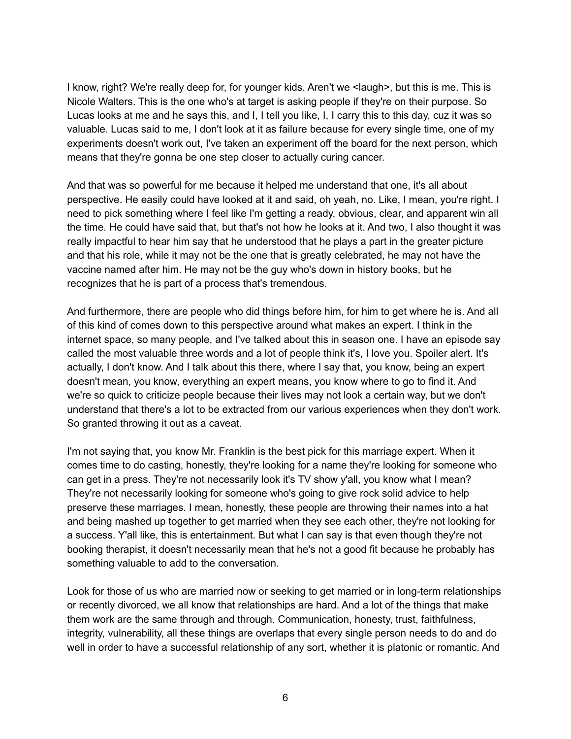I know, right? We're really deep for, for younger kids. Aren't we <laugh>, but this is me. This is Nicole Walters. This is the one who's at target is asking people if they're on their purpose. So Lucas looks at me and he says this, and I, I tell you like, I, I carry this to this day, cuz it was so valuable. Lucas said to me, I don't look at it as failure because for every single time, one of my experiments doesn't work out, I've taken an experiment off the board for the next person, which means that they're gonna be one step closer to actually curing cancer.

And that was so powerful for me because it helped me understand that one, it's all about perspective. He easily could have looked at it and said, oh yeah, no. Like, I mean, you're right. I need to pick something where I feel like I'm getting a ready, obvious, clear, and apparent win all the time. He could have said that, but that's not how he looks at it. And two, I also thought it was really impactful to hear him say that he understood that he plays a part in the greater picture and that his role, while it may not be the one that is greatly celebrated, he may not have the vaccine named after him. He may not be the guy who's down in history books, but he recognizes that he is part of a process that's tremendous.

And furthermore, there are people who did things before him, for him to get where he is. And all of this kind of comes down to this perspective around what makes an expert. I think in the internet space, so many people, and I've talked about this in season one. I have an episode say called the most valuable three words and a lot of people think it's, I love you. Spoiler alert. It's actually, I don't know. And I talk about this there, where I say that, you know, being an expert doesn't mean, you know, everything an expert means, you know where to go to find it. And we're so quick to criticize people because their lives may not look a certain way, but we don't understand that there's a lot to be extracted from our various experiences when they don't work. So granted throwing it out as a caveat.

I'm not saying that, you know Mr. Franklin is the best pick for this marriage expert. When it comes time to do casting, honestly, they're looking for a name they're looking for someone who can get in a press. They're not necessarily look it's TV show y'all, you know what I mean? They're not necessarily looking for someone who's going to give rock solid advice to help preserve these marriages. I mean, honestly, these people are throwing their names into a hat and being mashed up together to get married when they see each other, they're not looking for a success. Y'all like, this is entertainment. But what I can say is that even though they're not booking therapist, it doesn't necessarily mean that he's not a good fit because he probably has something valuable to add to the conversation.

Look for those of us who are married now or seeking to get married or in long-term relationships or recently divorced, we all know that relationships are hard. And a lot of the things that make them work are the same through and through. Communication, honesty, trust, faithfulness, integrity, vulnerability, all these things are overlaps that every single person needs to do and do well in order to have a successful relationship of any sort, whether it is platonic or romantic. And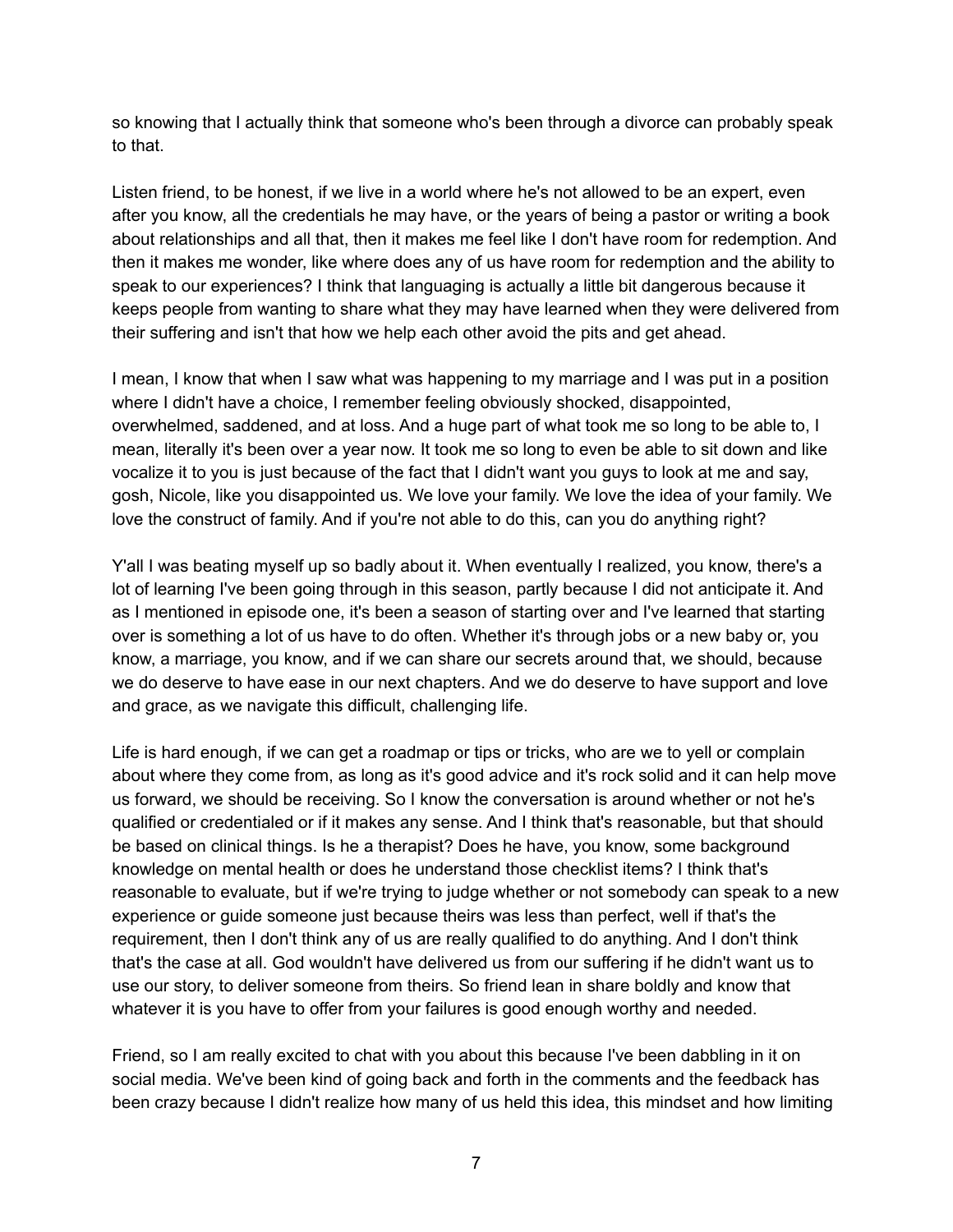so knowing that I actually think that someone who's been through a divorce can probably speak to that.

Listen friend, to be honest, if we live in a world where he's not allowed to be an expert, even after you know, all the credentials he may have, or the years of being a pastor or writing a book about relationships and all that, then it makes me feel like I don't have room for redemption. And then it makes me wonder, like where does any of us have room for redemption and the ability to speak to our experiences? I think that languaging is actually a little bit dangerous because it keeps people from wanting to share what they may have learned when they were delivered from their suffering and isn't that how we help each other avoid the pits and get ahead.

I mean, I know that when I saw what was happening to my marriage and I was put in a position where I didn't have a choice, I remember feeling obviously shocked, disappointed, overwhelmed, saddened, and at loss. And a huge part of what took me so long to be able to, I mean, literally it's been over a year now. It took me so long to even be able to sit down and like vocalize it to you is just because of the fact that I didn't want you guys to look at me and say, gosh, Nicole, like you disappointed us. We love your family. We love the idea of your family. We love the construct of family. And if you're not able to do this, can you do anything right?

Y'all I was beating myself up so badly about it. When eventually I realized, you know, there's a lot of learning I've been going through in this season, partly because I did not anticipate it. And as I mentioned in episode one, it's been a season of starting over and I've learned that starting over is something a lot of us have to do often. Whether it's through jobs or a new baby or, you know, a marriage, you know, and if we can share our secrets around that, we should, because we do deserve to have ease in our next chapters. And we do deserve to have support and love and grace, as we navigate this difficult, challenging life.

Life is hard enough, if we can get a roadmap or tips or tricks, who are we to yell or complain about where they come from, as long as it's good advice and it's rock solid and it can help move us forward, we should be receiving. So I know the conversation is around whether or not he's qualified or credentialed or if it makes any sense. And I think that's reasonable, but that should be based on clinical things. Is he a therapist? Does he have, you know, some background knowledge on mental health or does he understand those checklist items? I think that's reasonable to evaluate, but if we're trying to judge whether or not somebody can speak to a new experience or guide someone just because theirs was less than perfect, well if that's the requirement, then I don't think any of us are really qualified to do anything. And I don't think that's the case at all. God wouldn't have delivered us from our suffering if he didn't want us to use our story, to deliver someone from theirs. So friend lean in share boldly and know that whatever it is you have to offer from your failures is good enough worthy and needed.

Friend, so I am really excited to chat with you about this because I've been dabbling in it on social media. We've been kind of going back and forth in the comments and the feedback has been crazy because I didn't realize how many of us held this idea, this mindset and how limiting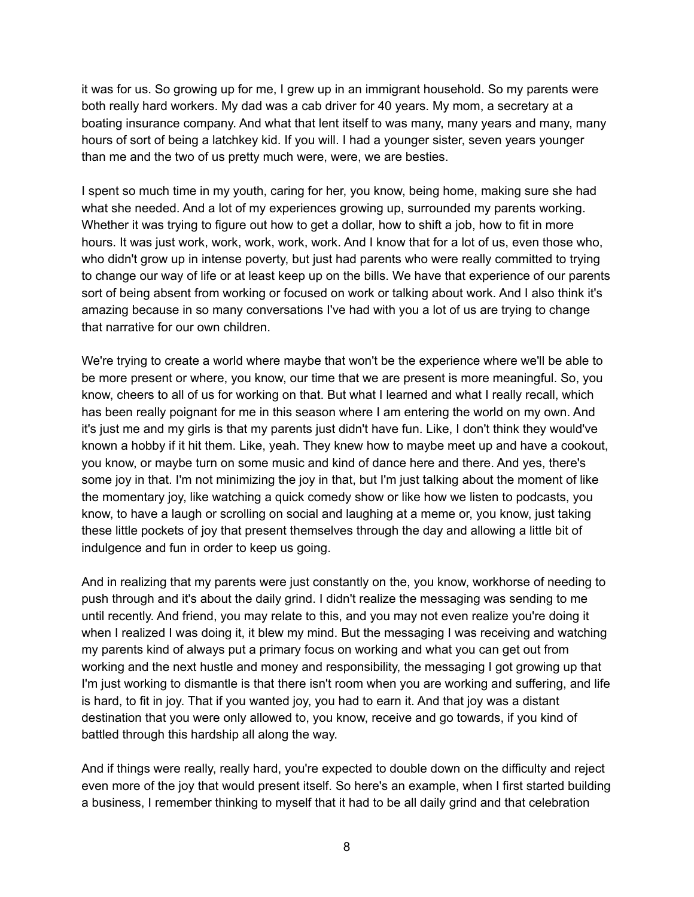it was for us. So growing up for me, I grew up in an immigrant household. So my parents were both really hard workers. My dad was a cab driver for 40 years. My mom, a secretary at a boating insurance company. And what that lent itself to was many, many years and many, many hours of sort of being a latchkey kid. If you will. I had a younger sister, seven years younger than me and the two of us pretty much were, were, we are besties.

I spent so much time in my youth, caring for her, you know, being home, making sure she had what she needed. And a lot of my experiences growing up, surrounded my parents working. Whether it was trying to figure out how to get a dollar, how to shift a job, how to fit in more hours. It was just work, work, work, work, work. And I know that for a lot of us, even those who, who didn't grow up in intense poverty, but just had parents who were really committed to trying to change our way of life or at least keep up on the bills. We have that experience of our parents sort of being absent from working or focused on work or talking about work. And I also think it's amazing because in so many conversations I've had with you a lot of us are trying to change that narrative for our own children.

We're trying to create a world where maybe that won't be the experience where we'll be able to be more present or where, you know, our time that we are present is more meaningful. So, you know, cheers to all of us for working on that. But what I learned and what I really recall, which has been really poignant for me in this season where I am entering the world on my own. And it's just me and my girls is that my parents just didn't have fun. Like, I don't think they would've known a hobby if it hit them. Like, yeah. They knew how to maybe meet up and have a cookout, you know, or maybe turn on some music and kind of dance here and there. And yes, there's some joy in that. I'm not minimizing the joy in that, but I'm just talking about the moment of like the momentary joy, like watching a quick comedy show or like how we listen to podcasts, you know, to have a laugh or scrolling on social and laughing at a meme or, you know, just taking these little pockets of joy that present themselves through the day and allowing a little bit of indulgence and fun in order to keep us going.

And in realizing that my parents were just constantly on the, you know, workhorse of needing to push through and it's about the daily grind. I didn't realize the messaging was sending to me until recently. And friend, you may relate to this, and you may not even realize you're doing it when I realized I was doing it, it blew my mind. But the messaging I was receiving and watching my parents kind of always put a primary focus on working and what you can get out from working and the next hustle and money and responsibility, the messaging I got growing up that I'm just working to dismantle is that there isn't room when you are working and suffering, and life is hard, to fit in joy. That if you wanted joy, you had to earn it. And that joy was a distant destination that you were only allowed to, you know, receive and go towards, if you kind of battled through this hardship all along the way.

And if things were really, really hard, you're expected to double down on the difficulty and reject even more of the joy that would present itself. So here's an example, when I first started building a business, I remember thinking to myself that it had to be all daily grind and that celebration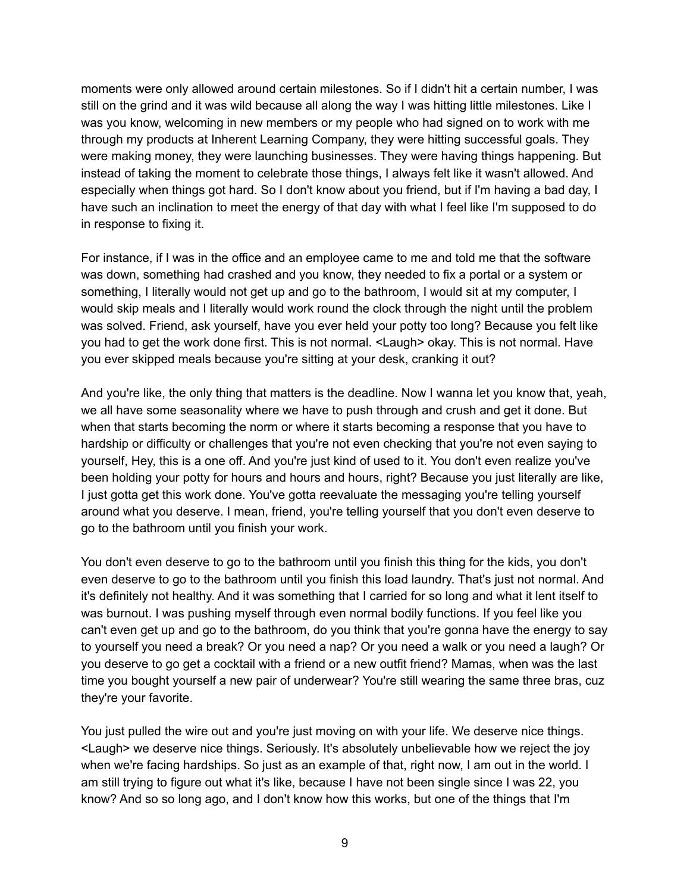moments were only allowed around certain milestones. So if I didn't hit a certain number, I was still on the grind and it was wild because all along the way I was hitting little milestones. Like I was you know, welcoming in new members or my people who had signed on to work with me through my products at Inherent Learning Company, they were hitting successful goals. They were making money, they were launching businesses. They were having things happening. But instead of taking the moment to celebrate those things, I always felt like it wasn't allowed. And especially when things got hard. So I don't know about you friend, but if I'm having a bad day, I have such an inclination to meet the energy of that day with what I feel like I'm supposed to do in response to fixing it.

For instance, if I was in the office and an employee came to me and told me that the software was down, something had crashed and you know, they needed to fix a portal or a system or something, I literally would not get up and go to the bathroom, I would sit at my computer, I would skip meals and I literally would work round the clock through the night until the problem was solved. Friend, ask yourself, have you ever held your potty too long? Because you felt like you had to get the work done first. This is not normal. <Laugh> okay. This is not normal. Have you ever skipped meals because you're sitting at your desk, cranking it out?

And you're like, the only thing that matters is the deadline. Now I wanna let you know that, yeah, we all have some seasonality where we have to push through and crush and get it done. But when that starts becoming the norm or where it starts becoming a response that you have to hardship or difficulty or challenges that you're not even checking that you're not even saying to yourself, Hey, this is a one off. And you're just kind of used to it. You don't even realize you've been holding your potty for hours and hours and hours, right? Because you just literally are like, I just gotta get this work done. You've gotta reevaluate the messaging you're telling yourself around what you deserve. I mean, friend, you're telling yourself that you don't even deserve to go to the bathroom until you finish your work.

You don't even deserve to go to the bathroom until you finish this thing for the kids, you don't even deserve to go to the bathroom until you finish this load laundry. That's just not normal. And it's definitely not healthy. And it was something that I carried for so long and what it lent itself to was burnout. I was pushing myself through even normal bodily functions. If you feel like you can't even get up and go to the bathroom, do you think that you're gonna have the energy to say to yourself you need a break? Or you need a nap? Or you need a walk or you need a laugh? Or you deserve to go get a cocktail with a friend or a new outfit friend? Mamas, when was the last time you bought yourself a new pair of underwear? You're still wearing the same three bras, cuz they're your favorite.

You just pulled the wire out and you're just moving on with your life. We deserve nice things. <Laugh> we deserve nice things. Seriously. It's absolutely unbelievable how we reject the joy when we're facing hardships. So just as an example of that, right now, I am out in the world. I am still trying to figure out what it's like, because I have not been single since I was 22, you know? And so so long ago, and I don't know how this works, but one of the things that I'm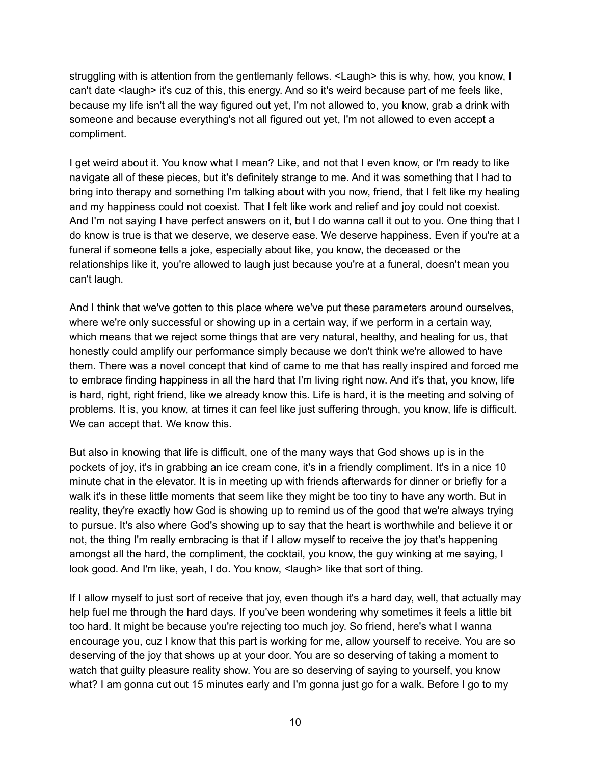struggling with is attention from the gentlemanly fellows. <Laugh> this is why, how, you know, I can't date <laugh> it's cuz of this, this energy. And so it's weird because part of me feels like, because my life isn't all the way figured out yet, I'm not allowed to, you know, grab a drink with someone and because everything's not all figured out yet, I'm not allowed to even accept a compliment.

I get weird about it. You know what I mean? Like, and not that I even know, or I'm ready to like navigate all of these pieces, but it's definitely strange to me. And it was something that I had to bring into therapy and something I'm talking about with you now, friend, that I felt like my healing and my happiness could not coexist. That I felt like work and relief and joy could not coexist. And I'm not saying I have perfect answers on it, but I do wanna call it out to you. One thing that I do know is true is that we deserve, we deserve ease. We deserve happiness. Even if you're at a funeral if someone tells a joke, especially about like, you know, the deceased or the relationships like it, you're allowed to laugh just because you're at a funeral, doesn't mean you can't laugh.

And I think that we've gotten to this place where we've put these parameters around ourselves, where we're only successful or showing up in a certain way, if we perform in a certain way, which means that we reject some things that are very natural, healthy, and healing for us, that honestly could amplify our performance simply because we don't think we're allowed to have them. There was a novel concept that kind of came to me that has really inspired and forced me to embrace finding happiness in all the hard that I'm living right now. And it's that, you know, life is hard, right, right friend, like we already know this. Life is hard, it is the meeting and solving of problems. It is, you know, at times it can feel like just suffering through, you know, life is difficult. We can accept that. We know this.

But also in knowing that life is difficult, one of the many ways that God shows up is in the pockets of joy, it's in grabbing an ice cream cone, it's in a friendly compliment. It's in a nice 10 minute chat in the elevator. It is in meeting up with friends afterwards for dinner or briefly for a walk it's in these little moments that seem like they might be too tiny to have any worth. But in reality, they're exactly how God is showing up to remind us of the good that we're always trying to pursue. It's also where God's showing up to say that the heart is worthwhile and believe it or not, the thing I'm really embracing is that if I allow myself to receive the joy that's happening amongst all the hard, the compliment, the cocktail, you know, the guy winking at me saying, I look good. And I'm like, yeah, I do. You know, <laugh> like that sort of thing.

If I allow myself to just sort of receive that joy, even though it's a hard day, well, that actually may help fuel me through the hard days. If you've been wondering why sometimes it feels a little bit too hard. It might be because you're rejecting too much joy. So friend, here's what I wanna encourage you, cuz I know that this part is working for me, allow yourself to receive. You are so deserving of the joy that shows up at your door. You are so deserving of taking a moment to watch that guilty pleasure reality show. You are so deserving of saying to yourself, you know what? I am gonna cut out 15 minutes early and I'm gonna just go for a walk. Before I go to my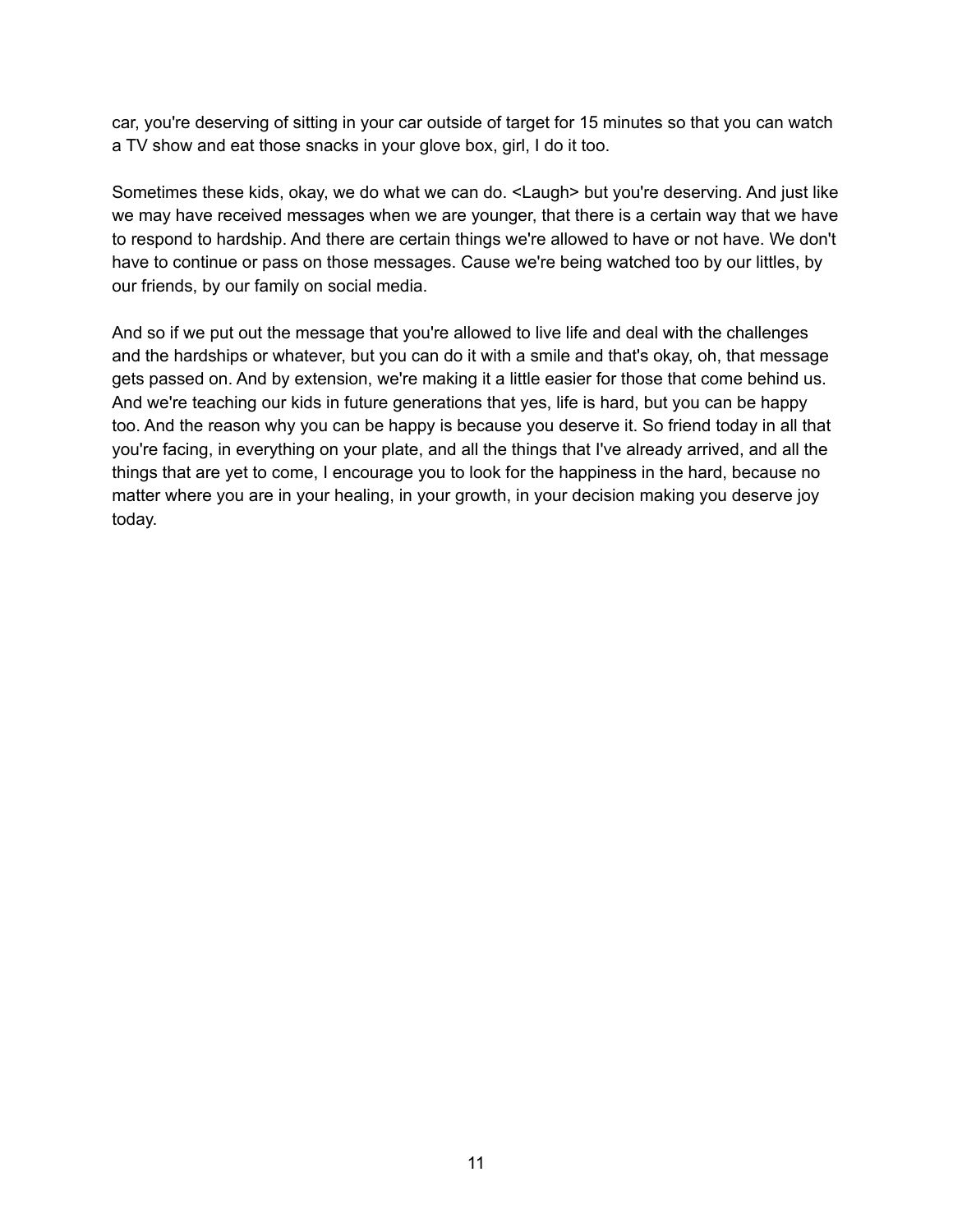car, you're deserving of sitting in your car outside of target for 15 minutes so that you can watch a TV show and eat those snacks in your glove box, girl, I do it too.

Sometimes these kids, okay, we do what we can do. <Laugh> but you're deserving. And just like we may have received messages when we are younger, that there is a certain way that we have to respond to hardship. And there are certain things we're allowed to have or not have. We don't have to continue or pass on those messages. Cause we're being watched too by our littles, by our friends, by our family on social media.

And so if we put out the message that you're allowed to live life and deal with the challenges and the hardships or whatever, but you can do it with a smile and that's okay, oh, that message gets passed on. And by extension, we're making it a little easier for those that come behind us. And we're teaching our kids in future generations that yes, life is hard, but you can be happy too. And the reason why you can be happy is because you deserve it. So friend today in all that you're facing, in everything on your plate, and all the things that I've already arrived, and all the things that are yet to come, I encourage you to look for the happiness in the hard, because no matter where you are in your healing, in your growth, in your decision making you deserve joy today.